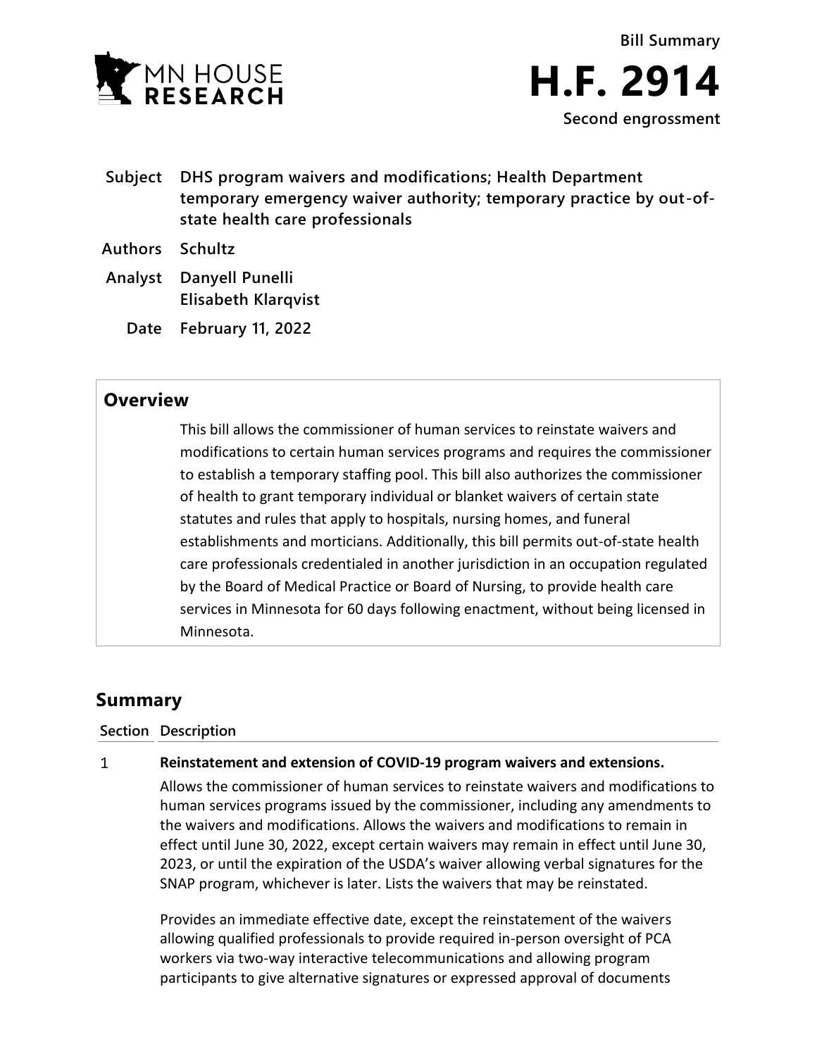Bill Summary

# H.F. 2914

Second engrossment

**Subject** DHS program waivers and modifications; Health Department temporary emergency waiver authority; temporary practice by out-of-state health care professionals

**Authors** Schultz

**Analyst** Danyell Punelli
Elisabeth Klarqvist

**Date** February 11, 2022

## Overview

This bill allows the commissioner of human services to reinstate waivers and modifications to certain human services programs and requires the commissioner to establish a temporary staffing pool. This bill also authorizes the commissioner of health to grant temporary individual or blanket waivers of certain state statutes and rules that apply to hospitals, nursing homes, and funeral establishments and morticians. Additionally, this bill permits out-of-state health care professionals credentialed in another jurisdiction in an occupation regulated by the Board of Medical Practice or Board of Nursing, to provide health care services in Minnesota for 60 days following enactment, without being licensed in Minnesota.

## Summary

| Section | Description |
|---|---|
| 1 | **Reinstatement and extension of COVID-19 program waivers and extensions.**<br><br>Allows the commissioner of human services to reinstate waivers and modifications to human services programs issued by the commissioner, including any amendments to the waivers and modifications. Allows the waivers and modifications to remain in effect until June 30, 2022, except certain waivers may remain in effect until June 30, 2023, or until the expiration of the USDA's waiver allowing verbal signatures for the SNAP program, whichever is later. Lists the waivers that may be reinstated.<br><br>Provides an immediate effective date, except the reinstatement of the waivers allowing qualified professionals to provide required in-person oversight of PCA workers via two-way interactive telecommunications and allowing program participants to give alternative signatures or expressed approval of documents |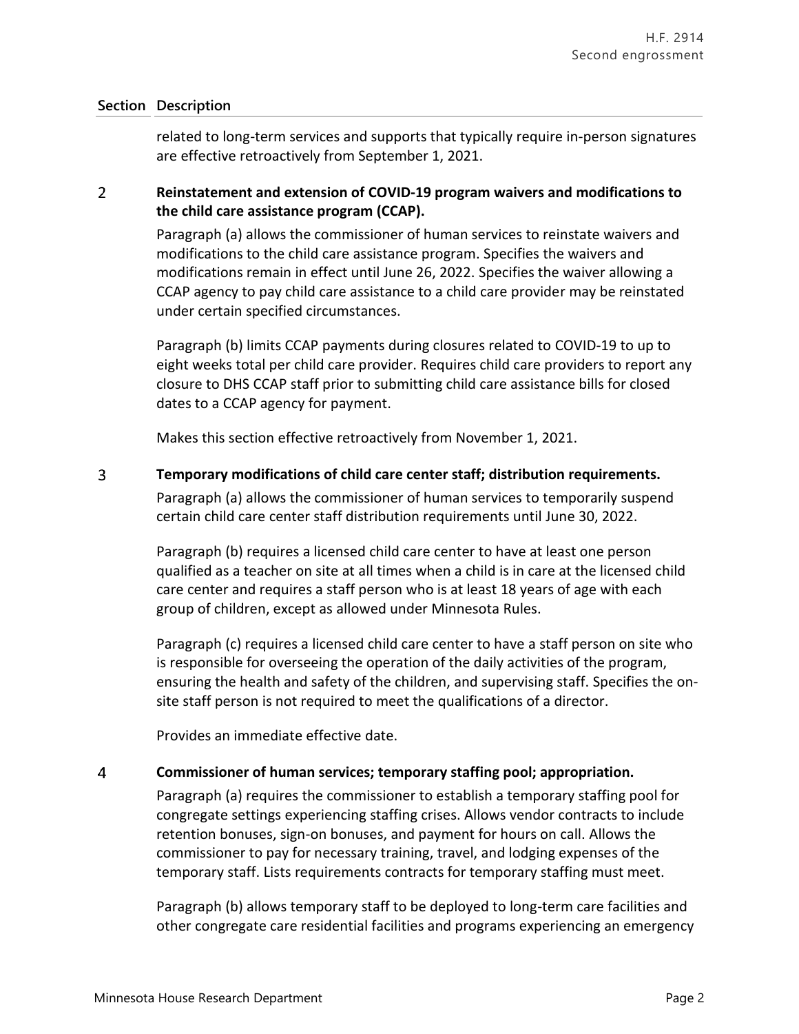| Section | Description |
|---|---|
| | related to long-term services and supports that typically require in-person signatures are effective retroactively from September 1, 2021. |
| 2 | **Reinstatement and extension of COVID-19 program waivers and modifications to the child care assistance program (CCAP).**<br><br>Paragraph (a) allows the commissioner of human services to reinstate waivers and modifications to the child care assistance program. Specifies the waivers and modifications remain in effect until June 26, 2022. Specifies the waiver allowing a CCAP agency to pay child care assistance to a child care provider may be reinstated under certain specified circumstances.<br><br>Paragraph (b) limits CCAP payments during closures related to COVID-19 to up to eight weeks total per child care provider. Requires child care providers to report any closure to DHS CCAP staff prior to submitting child care assistance bills for closed dates to a CCAP agency for payment.<br><br>Makes this section effective retroactively from November 1, 2021. |
| 3 | **Temporary modifications of child care center staff; distribution requirements.**<br><br>Paragraph (a) allows the commissioner of human services to temporarily suspend certain child care center staff distribution requirements until June 30, 2022.<br><br>Paragraph (b) requires a licensed child care center to have at least one person qualified as a teacher on site at all times when a child is in care at the licensed child care center and requires a staff person who is at least 18 years of age with each group of children, except as allowed under Minnesota Rules.<br><br>Paragraph (c) requires a licensed child care center to have a staff person on site who is responsible for overseeing the operation of the daily activities of the program, ensuring the health and safety of the children, and supervising staff. Specifies the on-site staff person is not required to meet the qualifications of a director.<br><br>Provides an immediate effective date. |
| 4 | **Commissioner of human services; temporary staffing pool; appropriation.**<br><br>Paragraph (a) requires the commissioner to establish a temporary staffing pool for congregate settings experiencing staffing crises. Allows vendor contracts to include retention bonuses, sign-on bonuses, and payment for hours on call. Allows the commissioner to pay for necessary training, travel, and lodging expenses of the temporary staff. Lists requirements contracts for temporary staffing must meet.<br><br>Paragraph (b) allows temporary staff to be deployed to long-term care facilities and other congregate care residential facilities and programs experiencing an emergency |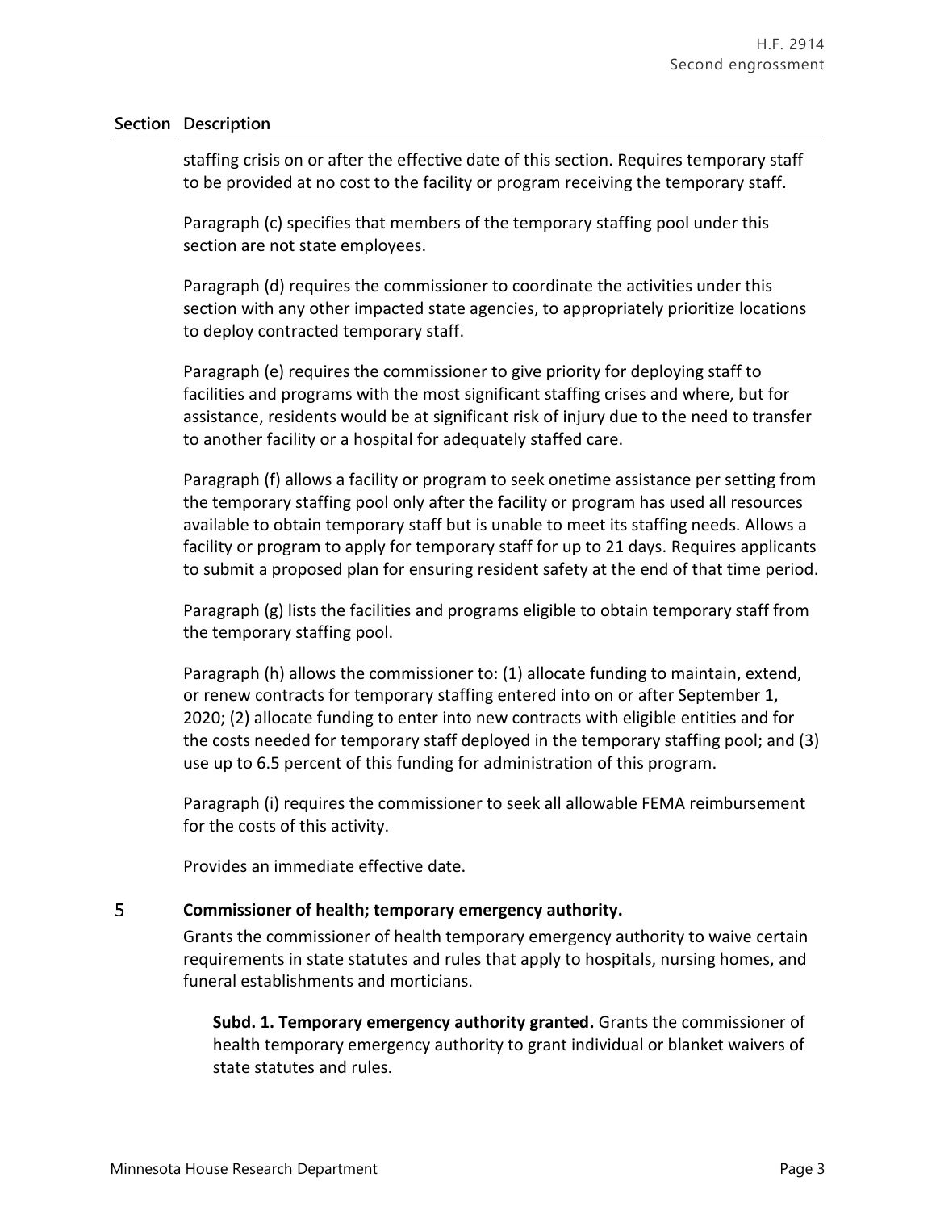| Section | Description |
|---|---|
| | staffing crisis on or after the effective date of this section. Requires temporary staff to be provided at no cost to the facility or program receiving the temporary staff.<br><br>Paragraph (c) specifies that members of the temporary staffing pool under this section are not state employees.<br><br>Paragraph (d) requires the commissioner to coordinate the activities under this section with any other impacted state agencies, to appropriately prioritize locations to deploy contracted temporary staff.<br><br>Paragraph (e) requires the commissioner to give priority for deploying staff to facilities and programs with the most significant staffing crises and where, but for assistance, residents would be at significant risk of injury due to the need to transfer to another facility or a hospital for adequately staffed care.<br><br>Paragraph (f) allows a facility or program to seek onetime assistance per setting from the temporary staffing pool only after the facility or program has used all resources available to obtain temporary staff but is unable to meet its staffing needs. Allows a facility or program to apply for temporary staff for up to 21 days. Requires applicants to submit a proposed plan for ensuring resident safety at the end of that time period.<br><br>Paragraph (g) lists the facilities and programs eligible to obtain temporary staff from the temporary staffing pool.<br><br>Paragraph (h) allows the commissioner to: (1) allocate funding to maintain, extend, or renew contracts for temporary staffing entered into on or after September 1, 2020; (2) allocate funding to enter into new contracts with eligible entities and for the costs needed for temporary staff deployed in the temporary staffing pool; and (3) use up to 6.5 percent of this funding for administration of this program.<br><br>Paragraph (i) requires the commissioner to seek all allowable FEMA reimbursement for the costs of this activity.<br><br>Provides an immediate effective date. |
| 5 | **Commissioner of health; temporary emergency authority.**<br><br>Grants the commissioner of health temporary emergency authority to waive certain requirements in state statutes and rules that apply to hospitals, nursing homes, and funeral establishments and morticians.<br><br>**Subd. 1. Temporary emergency authority granted.** Grants the commissioner of health temporary emergency authority to grant individual or blanket waivers of state statutes and rules. |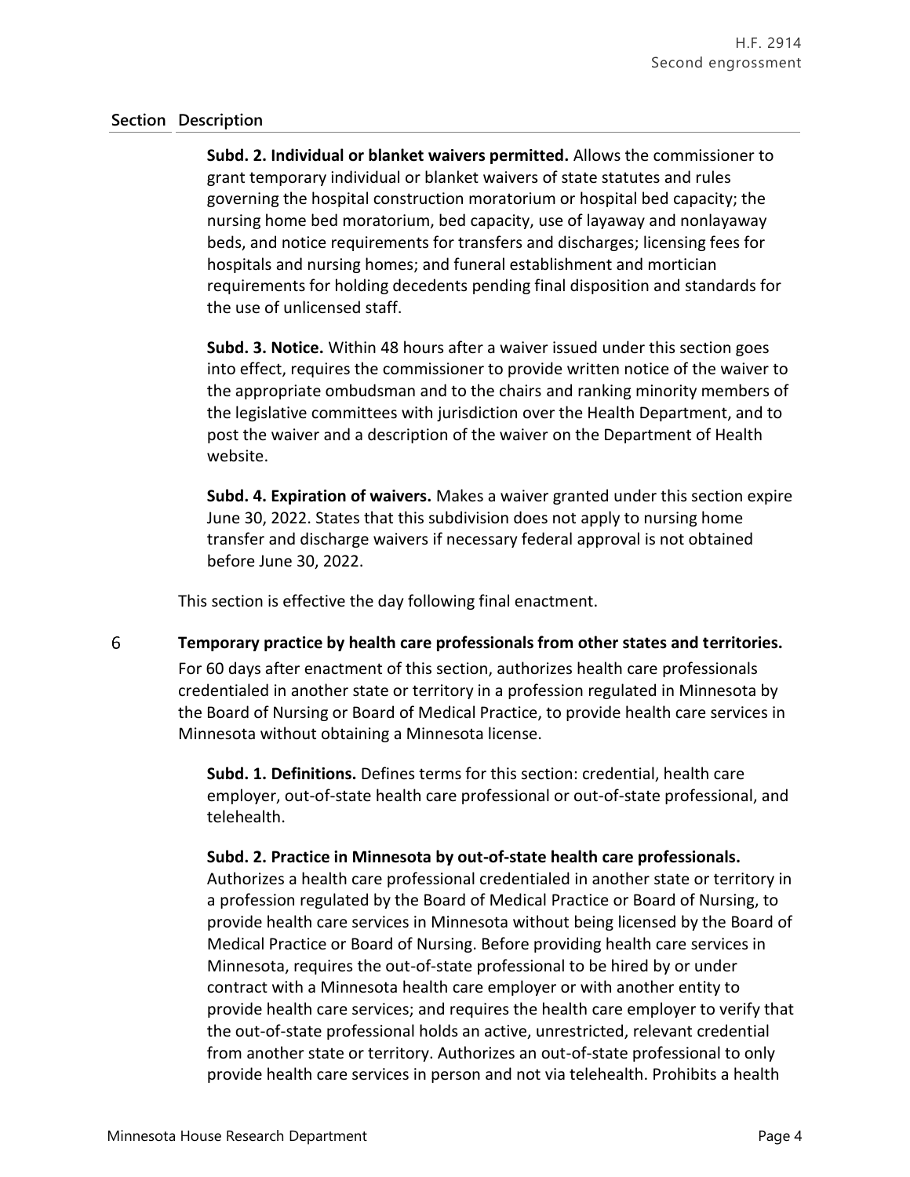| Section | Description |
|---|---|

**Subd. 2. Individual or blanket waivers permitted.** Allows the commissioner to grant temporary individual or blanket waivers of state statutes and rules governing the hospital construction moratorium or hospital bed capacity; the nursing home bed moratorium, bed capacity, use of layaway and nonlayaway beds, and notice requirements for transfers and discharges; licensing fees for hospitals and nursing homes; and funeral establishment and mortician requirements for holding decedents pending final disposition and standards for the use of unlicensed staff.

**Subd. 3. Notice.** Within 48 hours after a waiver issued under this section goes into effect, requires the commissioner to provide written notice of the waiver to the appropriate ombudsman and to the chairs and ranking minority members of the legislative committees with jurisdiction over the Health Department, and to post the waiver and a description of the waiver on the Department of Health website.

**Subd. 4. Expiration of waivers.** Makes a waiver granted under this section expire June 30, 2022. States that this subdivision does not apply to nursing home transfer and discharge waivers if necessary federal approval is not obtained before June 30, 2022.

This section is effective the day following final enactment.

6 **Temporary practice by health care professionals from other states and territories.**

For 60 days after enactment of this section, authorizes health care professionals credentialed in another state or territory in a profession regulated in Minnesota by the Board of Nursing or Board of Medical Practice, to provide health care services in Minnesota without obtaining a Minnesota license.

**Subd. 1. Definitions.** Defines terms for this section: credential, health care employer, out-of-state health care professional or out-of-state professional, and telehealth.

**Subd. 2. Practice in Minnesota by out-of-state health care professionals.** Authorizes a health care professional credentialed in another state or territory in a profession regulated by the Board of Medical Practice or Board of Nursing, to provide health care services in Minnesota without being licensed by the Board of Medical Practice or Board of Nursing. Before providing health care services in Minnesota, requires the out-of-state professional to be hired by or under contract with a Minnesota health care employer or with another entity to provide health care services; and requires the health care employer to verify that the out-of-state professional holds an active, unrestricted, relevant credential from another state or territory. Authorizes an out-of-state professional to only provide health care services in person and not via telehealth. Prohibits a health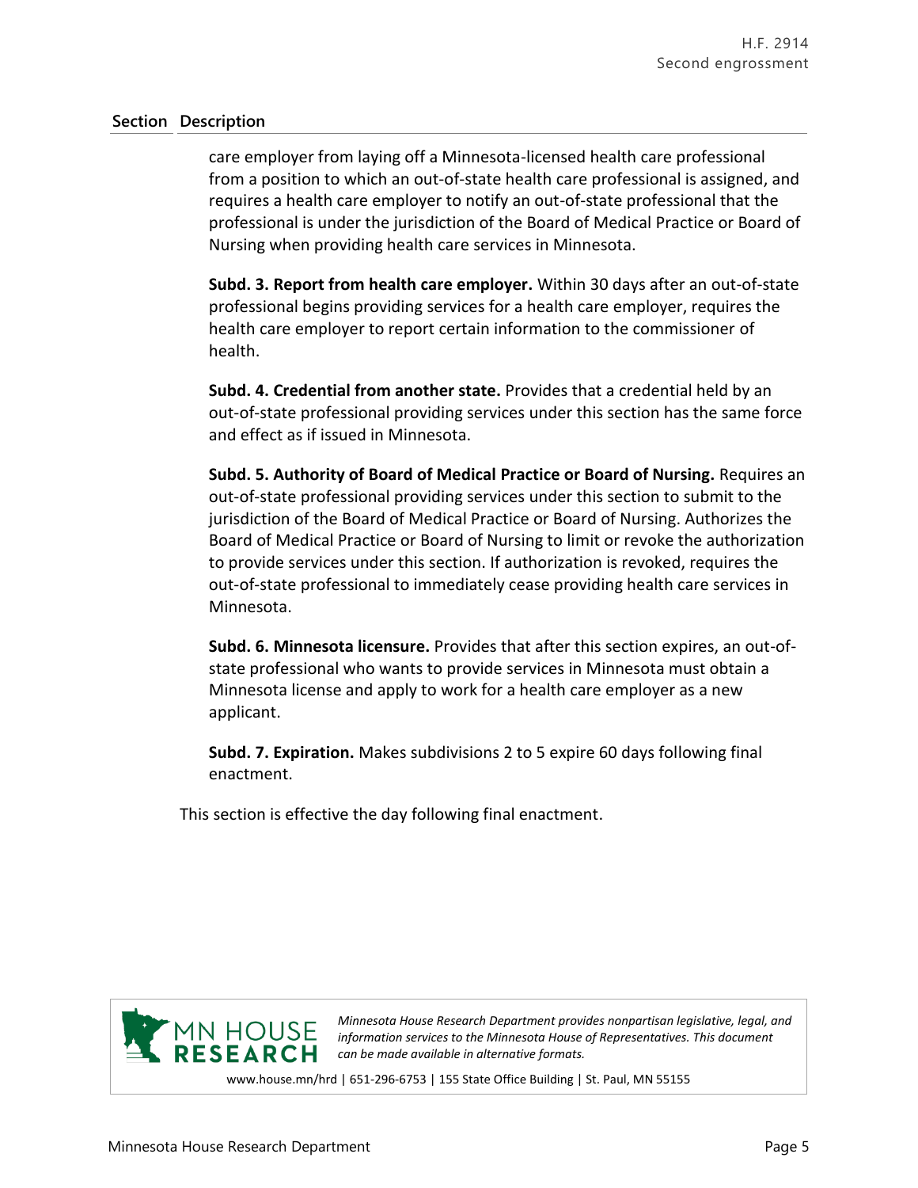| Section | Description |
|---|---|
| | care employer from laying off a Minnesota-licensed health care professional from a position to which an out-of-state health care professional is assigned, and requires a health care employer to notify an out-of-state professional that the professional is under the jurisdiction of the Board of Medical Practice or Board of Nursing when providing health care services in Minnesota. |
| | **Subd. 3. Report from health care employer.** Within 30 days after an out-of-state professional begins providing services for a health care employer, requires the health care employer to report certain information to the commissioner of health. |
| | **Subd. 4. Credential from another state.** Provides that a credential held by an out-of-state professional providing services under this section has the same force and effect as if issued in Minnesota. |
| | **Subd. 5. Authority of Board of Medical Practice or Board of Nursing.** Requires an out-of-state professional providing services under this section to submit to the jurisdiction of the Board of Medical Practice or Board of Nursing. Authorizes the Board of Medical Practice or Board of Nursing to limit or revoke the authorization to provide services under this section. If authorization is revoked, requires the out-of-state professional to immediately cease providing health care services in Minnesota. |
| | **Subd. 6. Minnesota licensure.** Provides that after this section expires, an out-of-state professional who wants to provide services in Minnesota must obtain a Minnesota license and apply to work for a health care employer as a new applicant. |
| | **Subd. 7. Expiration.** Makes subdivisions 2 to 5 expire 60 days following final enactment. |
| | This section is effective the day following final enactment. |

MN HOUSE RESEARCH

*Minnesota House Research Department provides nonpartisan legislative, legal, and information services to the Minnesota House of Representatives. This document can be made available in alternative formats.*

www.house.mn/hrd | 651-296-6753 | 155 State Office Building | St. Paul, MN 55155